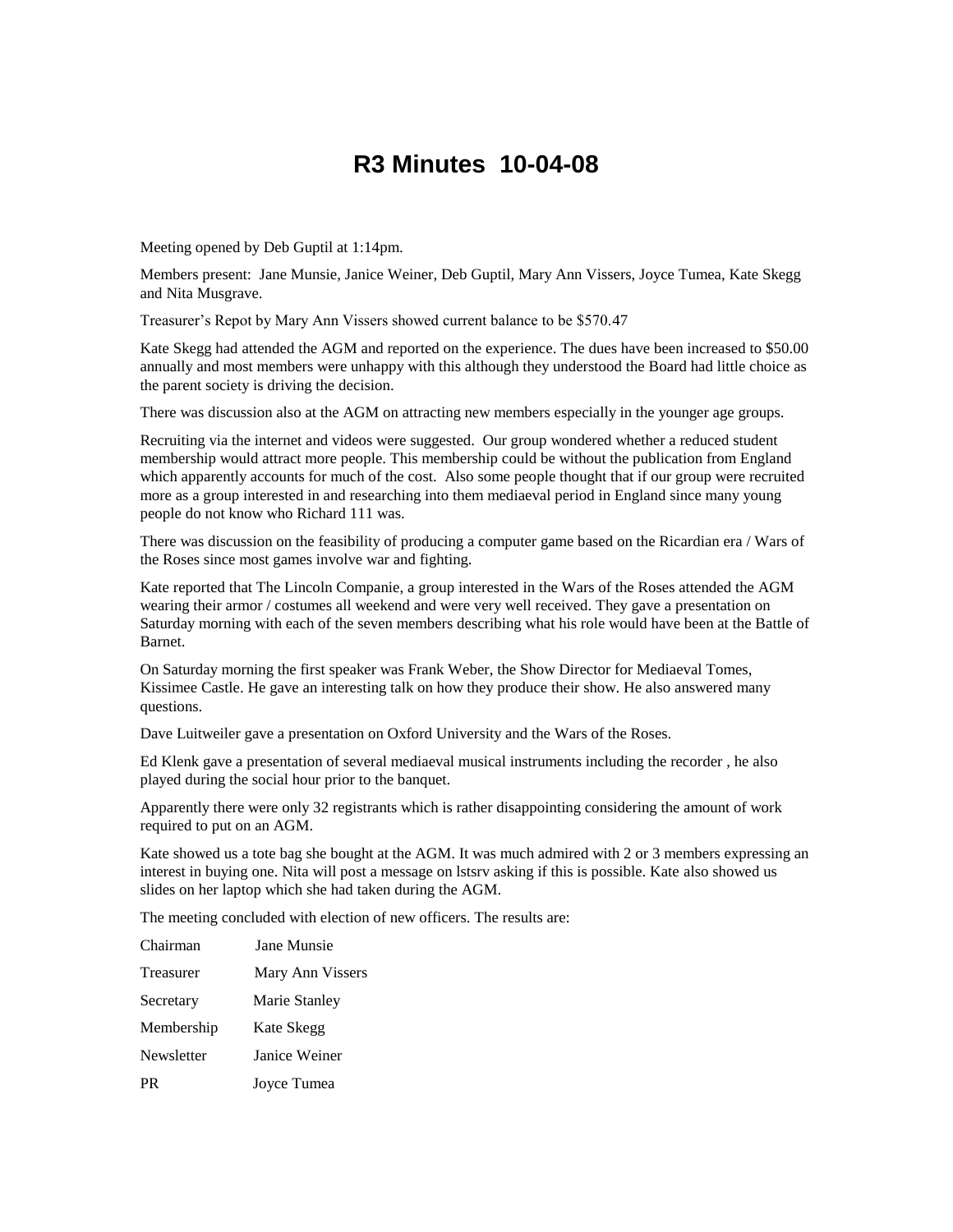# R3 Minutes 10-04-08

Meeting opened by Deb Guptil at 1:14pm.

Members present: Jane Munsie, Janice Weiner, Deb Guptil, Mary Ann Vissers, Joyce Tumea, Kate Skegg and Nita Musgrave.

Treasurer's Repot by Mary Ann Vissers showed current balance to be $570.47

Kate Skegg had attended the AGM and reported on the experience. The dues have been increased to $50.00 annually and most members were unhappy with this although they understood the Board had little choice as the parent society is driving the decision.

There was discussion also at the AGM on attracting new members especially in the younger age groups.

Recruiting via the internet and videos were suggested. Our group wondered whether a reduced student membership would attract more people. This membership could be without the publication from England which apparently accounts for much of the cost. Also some people thought that if our group were recruited more as a group interested in and researching into them mediaeval period in England since many young people do not know who Richard 111 was.

There was discussion on the feasibility of producing a computer game based on the Ricardian era / Wars of the Roses since most games involve war and fighting.

Kate reported that The Lincoln Companie, a group interested in the Wars of the Roses attended the AGM wearing their armor / costumes all weekend and were very well received. They gave a presentation on Saturday morning with each of the seven members describing what his role would have been at the Battle of Barnet.

On Saturday morning the first speaker was Frank Weber, the Show Director for Mediaeval Tomes, Kissimee Castle. He gave an interesting talk on how they produce their show. He also answered many questions.

Dave Luitweiler gave a presentation on Oxford University and the Wars of the Roses.

Ed Klenk gave a presentation of several mediaeval musical instruments including the recorder , he also played during the social hour prior to the banquet.

Apparently there were only 32 registrants which is rather disappointing considering the amount of work required to put on an AGM.

Kate showed us a tote bag she bought at the AGM. It was much admired with 2 or 3 members expressing an interest in buying one. Nita will post a message on lstsrv asking if this is possible. Kate also showed us slides on her laptop which she had taken during the AGM.

The meeting concluded with election of new officers. The results are:

| | |
|---|---|
| Chairman | Jane Munsie |
| Treasurer | Mary Ann Vissers |
| Secretary | Marie Stanley |
| Membership | Kate Skegg |
| Newsletter | Janice Weiner |
| PR | Joyce Tumea |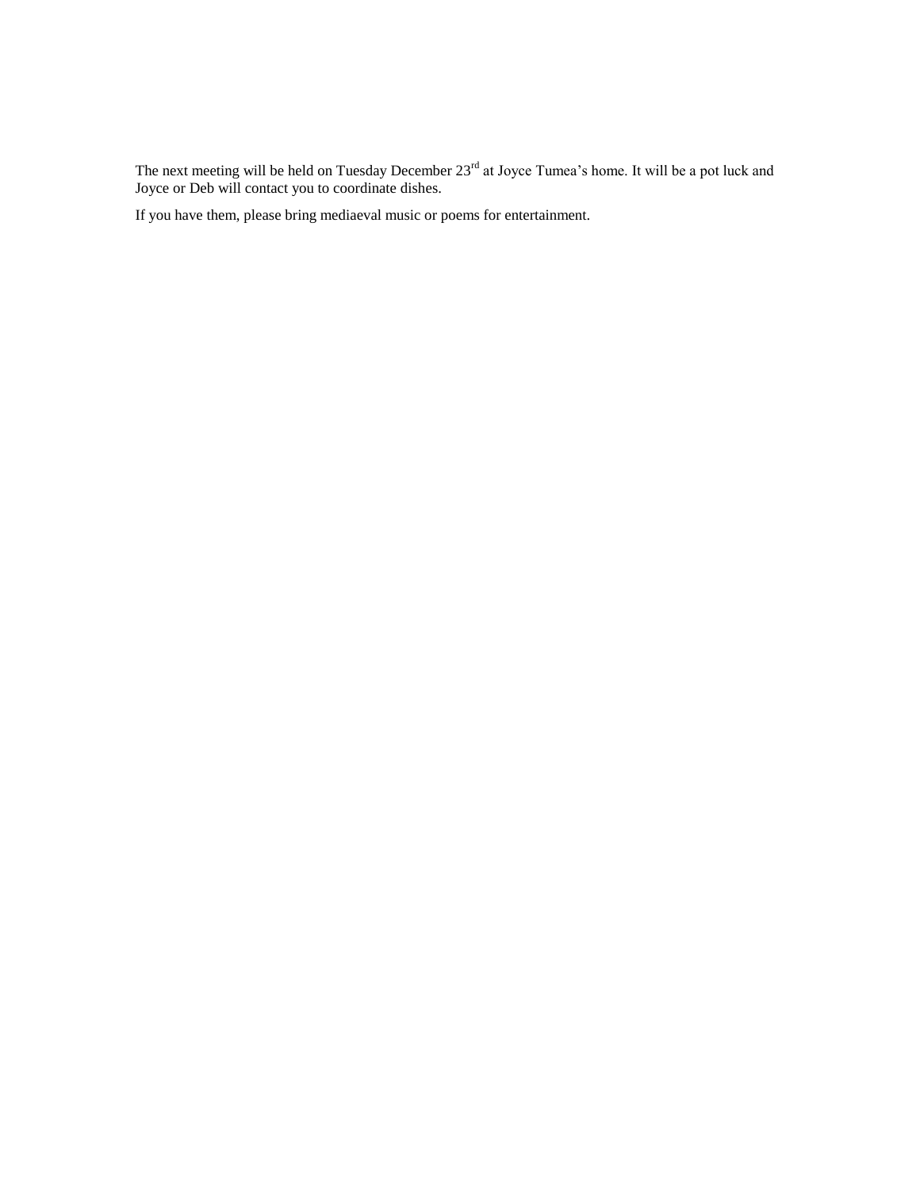The next meeting will be held on Tuesday December 23rd at Joyce Tumea's home. It will be a pot luck and Joyce or Deb will contact you to coordinate dishes.

If you have them, please bring mediaeval music or poems for entertainment.